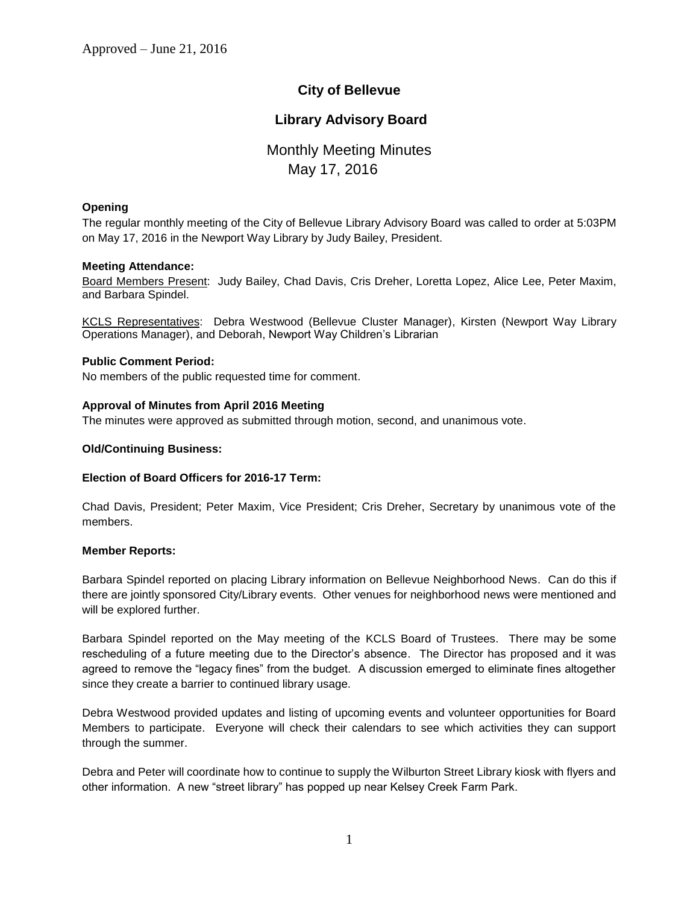Approved – June 21, 2016

# City of Bellevue

## Library Advisory Board

### Monthly Meeting Minutes
### May 17, 2016

**Opening**

The regular monthly meeting of the City of Bellevue Library Advisory Board was called to order at 5:03PM on May 17, 2016 in the Newport Way Library by Judy Bailey, President.

**Meeting Attendance:**

Board Members Present: Judy Bailey, Chad Davis, Cris Dreher, Loretta Lopez, Alice Lee, Peter Maxim, and Barbara Spindel.

KCLS Representatives: Debra Westwood (Bellevue Cluster Manager), Kirsten (Newport Way Library Operations Manager), and Deborah, Newport Way Children's Librarian

**Public Comment Period:**

No members of the public requested time for comment.

**Approval of Minutes from April 2016 Meeting**

The minutes were approved as submitted through motion, second, and unanimous vote.

**Old/Continuing Business:**

**Election of Board Officers for 2016-17 Term:**

Chad Davis, President; Peter Maxim, Vice President; Cris Dreher, Secretary by unanimous vote of the members.

**Member Reports:**

Barbara Spindel reported on placing Library information on Bellevue Neighborhood News. Can do this if there are jointly sponsored City/Library events. Other venues for neighborhood news were mentioned and will be explored further.

Barbara Spindel reported on the May meeting of the KCLS Board of Trustees. There may be some rescheduling of a future meeting due to the Director's absence. The Director has proposed and it was agreed to remove the "legacy fines" from the budget. A discussion emerged to eliminate fines altogether since they create a barrier to continued library usage.

Debra Westwood provided updates and listing of upcoming events and volunteer opportunities for Board Members to participate. Everyone will check their calendars to see which activities they can support through the summer.

Debra and Peter will coordinate how to continue to supply the Wilburton Street Library kiosk with flyers and other information. A new "street library" has popped up near Kelsey Creek Farm Park.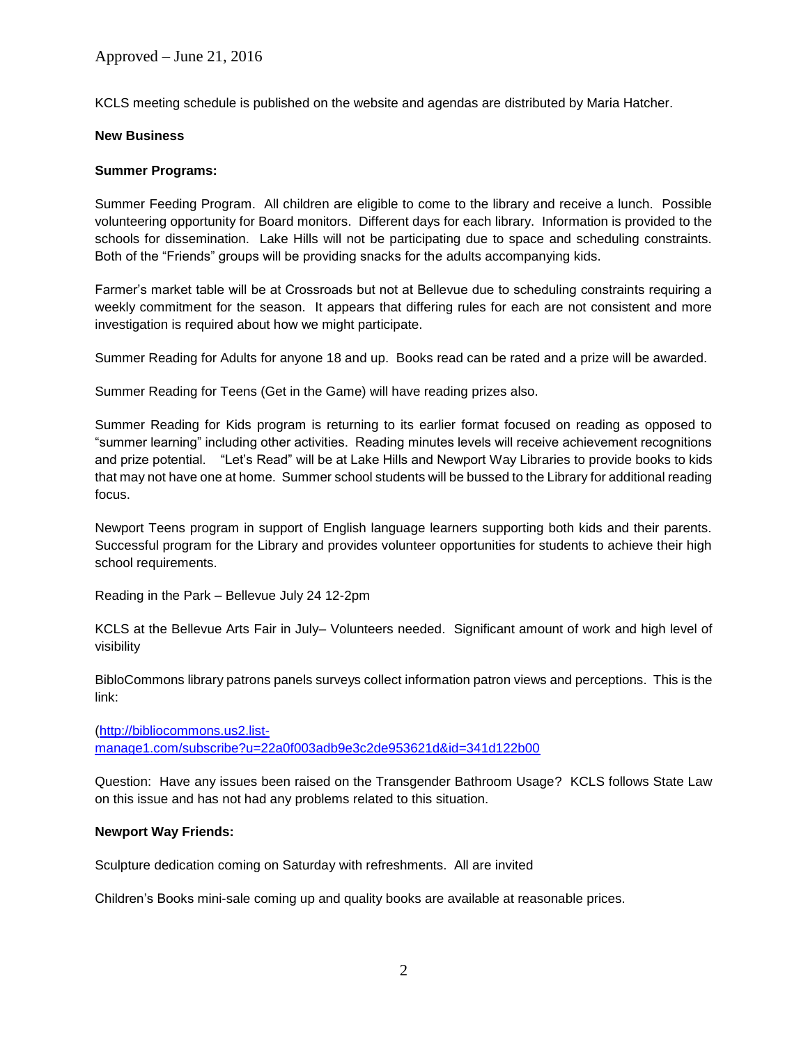KCLS meeting schedule is published on the website and agendas are distributed by Maria Hatcher.

**New Business**

**Summer Programs:**

Summer Feeding Program. All children are eligible to come to the library and receive a lunch. Possible volunteering opportunity for Board monitors. Different days for each library. Information is provided to the schools for dissemination. Lake Hills will not be participating due to space and scheduling constraints. Both of the "Friends" groups will be providing snacks for the adults accompanying kids.

Farmer's market table will be at Crossroads but not at Bellevue due to scheduling constraints requiring a weekly commitment for the season. It appears that differing rules for each are not consistent and more investigation is required about how we might participate.

Summer Reading for Adults for anyone 18 and up. Books read can be rated and a prize will be awarded.

Summer Reading for Teens (Get in the Game) will have reading prizes also.

Summer Reading for Kids program is returning to its earlier format focused on reading as opposed to "summer learning" including other activities. Reading minutes levels will receive achievement recognitions and prize potential. "Let's Read" will be at Lake Hills and Newport Way Libraries to provide books to kids that may not have one at home. Summer school students will be bussed to the Library for additional reading focus.

Newport Teens program in support of English language learners supporting both kids and their parents. Successful program for the Library and provides volunteer opportunities for students to achieve their high school requirements.

Reading in the Park – Bellevue July 24 12-2pm

KCLS at the Bellevue Arts Fair in July– Volunteers needed. Significant amount of work and high level of visibility

BibloCommons library patrons panels surveys collect information patron views and perceptions. This is the link:

(http://bibliocommons.us2.list-manage1.com/subscribe?u=22a0f003adb9e3c2de953621d&id=341d122b00

Question: Have any issues been raised on the Transgender Bathroom Usage? KCLS follows State Law on this issue and has not had any problems related to this situation.

**Newport Way Friends:**

Sculpture dedication coming on Saturday with refreshments. All are invited

Children's Books mini-sale coming up and quality books are available at reasonable prices.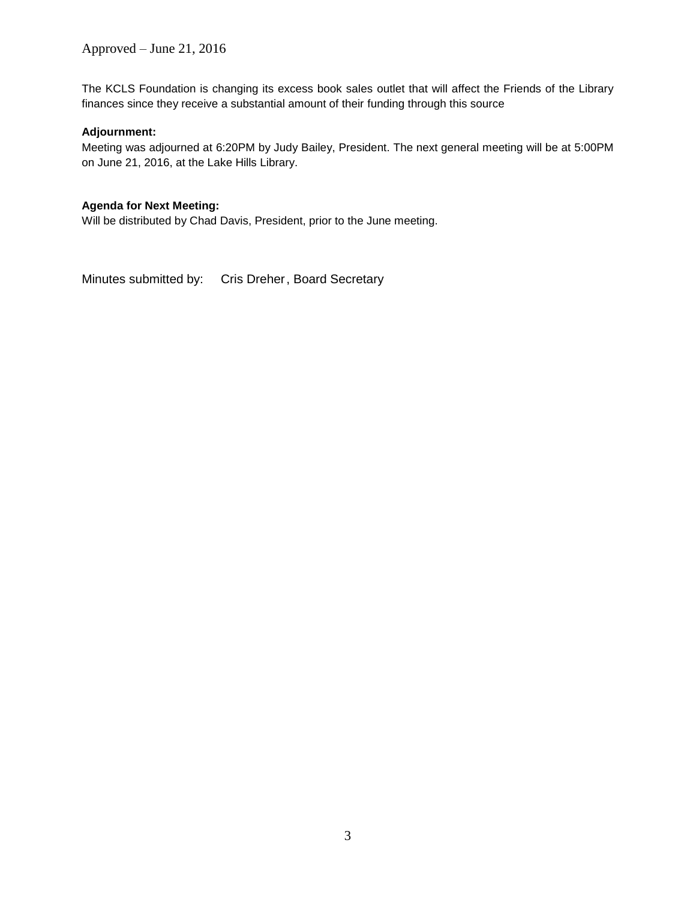Approved – June 21, 2016

The KCLS Foundation is changing its excess book sales outlet that will affect the Friends of the Library finances since they receive a substantial amount of their funding through this source

**Adjournment:**
Meeting was adjourned at 6:20PM by Judy Bailey, President. The next general meeting will be at 5:00PM on June 21, 2016, at the Lake Hills Library.

**Agenda for Next Meeting:**
Will be distributed by Chad Davis, President, prior to the June meeting.

Minutes submitted by: Cris Dreher, Board Secretary